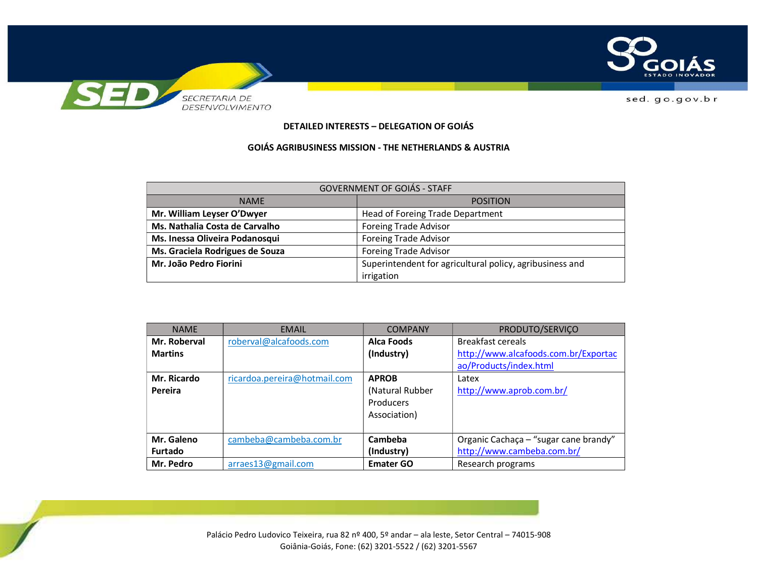**DETAILED INTERESTS – DELEGATION OF GOIÁS**

**GOIÁS AGRIBUSINESS MISSION - THE NETHERLANDS & AUSTRIA**

| GOVERNMENT OF GOIÁS - STAFF | |
|---|---|
| NAME | POSITION |
| **Mr. William Leyser O'Dwyer** | Head of Foreing Trade Department |
| **Ms. Nathalia Costa de Carvalho** | Foreing Trade Advisor |
| **Ms. Inessa Oliveira Podanosqui** | Foreing Trade Advisor |
| **Ms. Graciela Rodrigues de Souza** | Foreing Trade Advisor |
| **Mr. João Pedro Fiorini** | Superintendent for agricultural policy, agribusiness and irrigation |

| NAME | EMAIL | COMPANY | PRODUTO/SERVIÇO |
|---|---|---|---|
| **Mr. Roberval Martins** | roberval@alcafoods.com | **Alca Foods (Industry)** | Breakfast cereals http://www.alcafoods.com.br/Exportacao/Products/index.html |
| **Mr. Ricardo Pereira** | ricardoa.pereira@hotmail.com | **APROB** (Natural Rubber Producers Association) | Latex http://www.aprob.com.br/ |
| **Mr. Galeno Furtado** | cambeba@cambeba.com.br | **Cambeba (Industry)** | Organic Cachaça – "sugar cane brandy" http://www.cambeba.com.br/ |
| **Mr. Pedro** | arraes13@gmail.com | **Emater GO** | Research programs |

Palácio Pedro Ludovico Teixeira, rua 82 nº 400, 5º andar – ala leste, Setor Central – 74015-908
Goiânia-Goiás, Fone: (62) 3201-5522 / (62) 3201-5567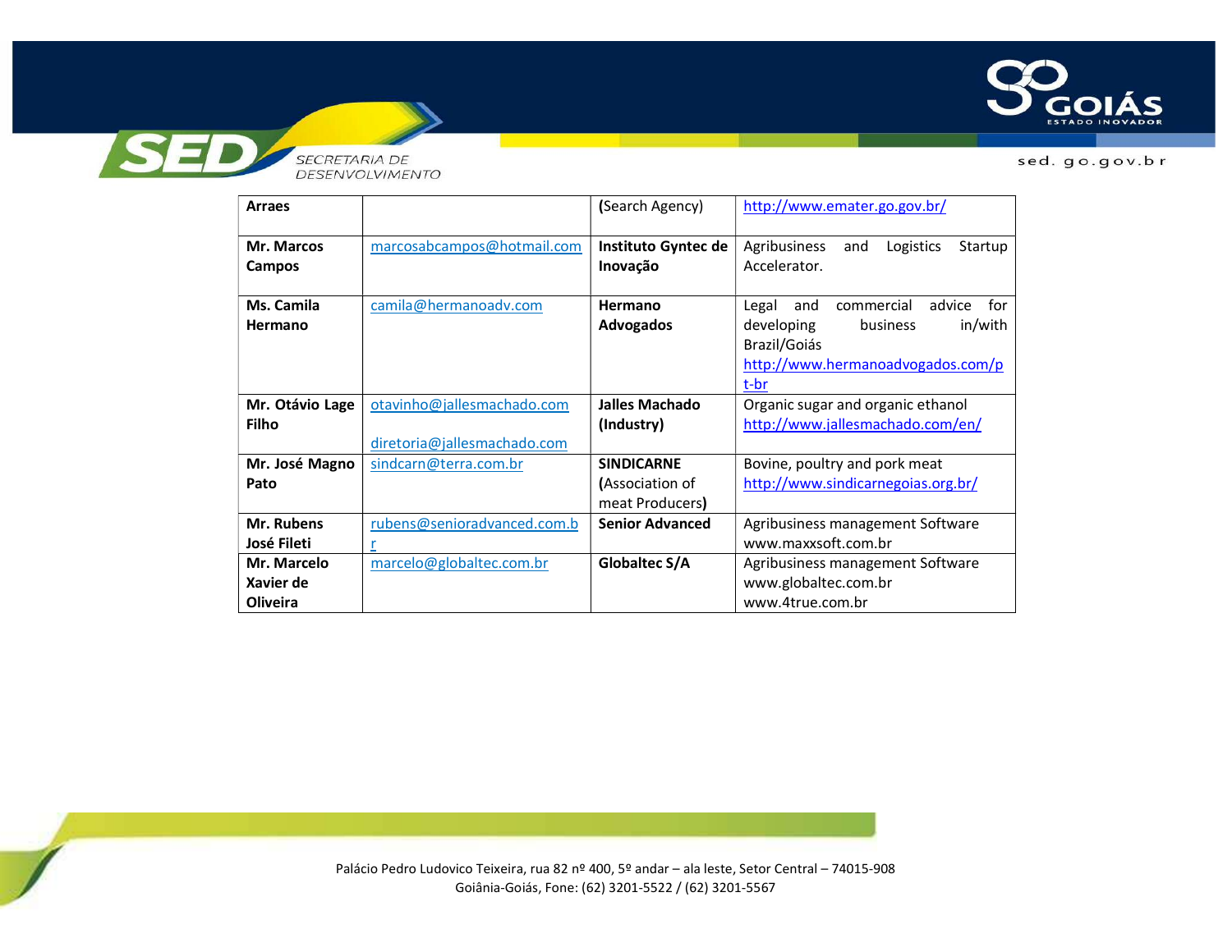| | | | |
|---|---|---|---|
| **Arraes** | | (Search Agency) | http://www.emater.go.gov.br/ |
| **Mr. Marcos Campos** | marcosabcampos@hotmail.com | **Instituto Gyntec de Inovação** | Agribusiness and Logistics Startup Accelerator. |
| **Ms. Camila Hermano** | camila@hermanoadv.com | **Hermano Advogados** | Legal and commercial advice for developing business in/with Brazil/Goiás http://www.hermanoadvogados.com/pt-br |
| **Mr. Otávio Lage Filho** | otavinho@jallesmachado.com<br><br>diretoria@jallesmachado.com | **Jalles Machado (Industry)** | Organic sugar and organic ethanol http://www.jallesmachado.com/en/ |
| **Mr. José Magno Pato** | sindcarn@terra.com.br | **SINDICARNE (**Association of meat Producers**)** | Bovine, poultry and pork meat http://www.sindicarnegoias.org.br/ |
| **Mr. Rubens José Fileti** | rubens@senioradvanced.com.br | **Senior Advanced** | Agribusiness management Software www.maxxsoft.com.br |
| **Mr. Marcelo Xavier de Oliveira** | marcelo@globaltec.com.br | **Globaltec S/A** | Agribusiness management Software www.globaltec.com.br www.4true.com.br |